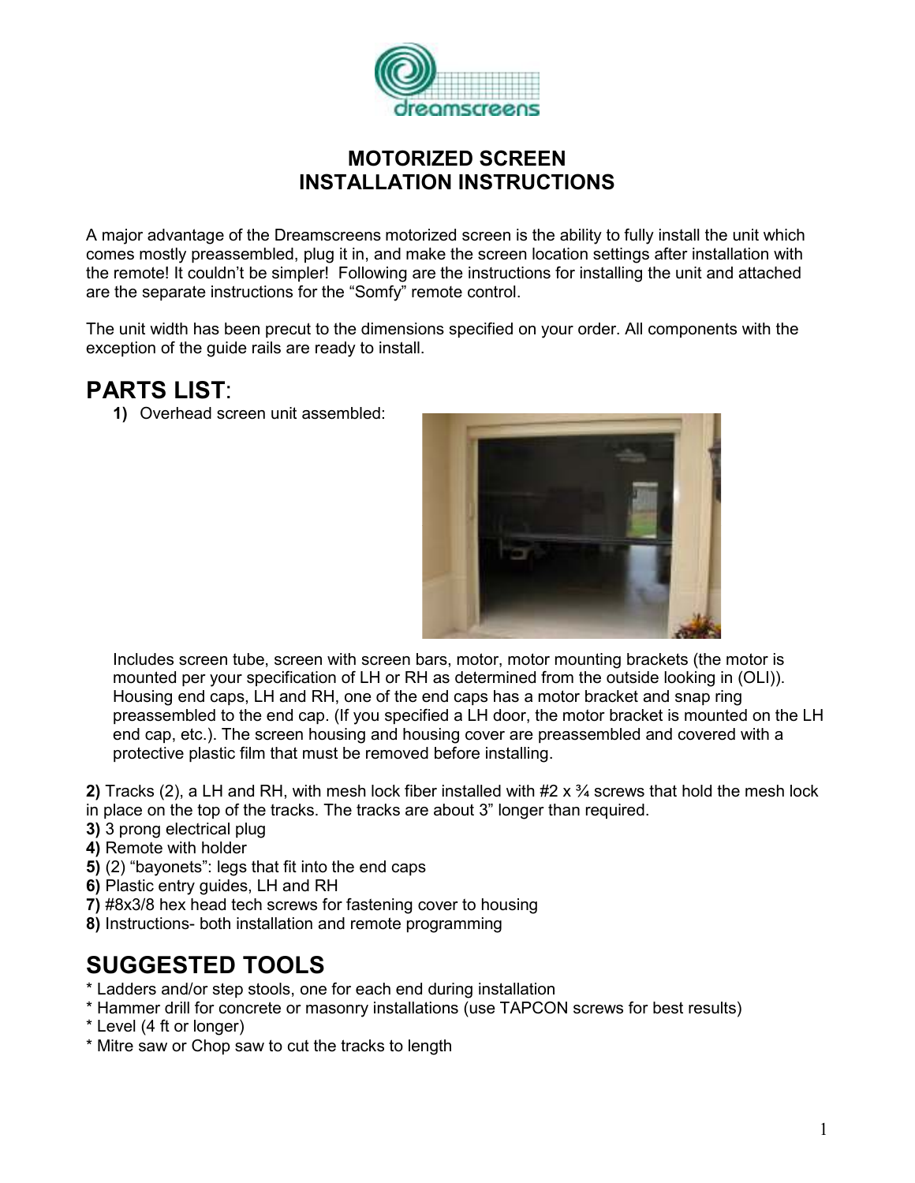# MOTORIZED SCREEN
# INSTALLATION INSTRUCTIONS

A major advantage of the Dreamscreens motorized screen is the ability to fully install the unit which comes mostly preassembled, plug it in, and make the screen location settings after installation with the remote! It couldn't be simpler! Following are the instructions for installing the unit and attached are the separate instructions for the "Somfy" remote control.

The unit width has been precut to the dimensions specified on your order. All components with the exception of the guide rails are ready to install.

## PARTS LIST:

**1)** Overhead screen unit assembled:

Includes screen tube, screen with screen bars, motor, motor mounting brackets (the motor is mounted per your specification of LH or RH as determined from the outside looking in (OLI)). Housing end caps, LH and RH, one of the end caps has a motor bracket and snap ring preassembled to the end cap. (If you specified a LH door, the motor bracket is mounted on the LH end cap, etc.). The screen housing and housing cover are preassembled and covered with a protective plastic film that must be removed before installing.

**2)** Tracks (2), a LH and RH, with mesh lock fiber installed with #2 x ¾ screws that hold the mesh lock in place on the top of the tracks. The tracks are about 3" longer than required.

**3)** 3 prong electrical plug

**4)** Remote with holder

**5)** (2) "bayonets": legs that fit into the end caps

**6)** Plastic entry guides, LH and RH

**7)** #8x3/8 hex head tech screws for fastening cover to housing

**8)** Instructions- both installation and remote programming

## SUGGESTED TOOLS

* Ladders and/or step stools, one for each end during installation
* Hammer drill for concrete or masonry installations (use TAPCON screws for best results)
* Level (4 ft or longer)
* Mitre saw or Chop saw to cut the tracks to length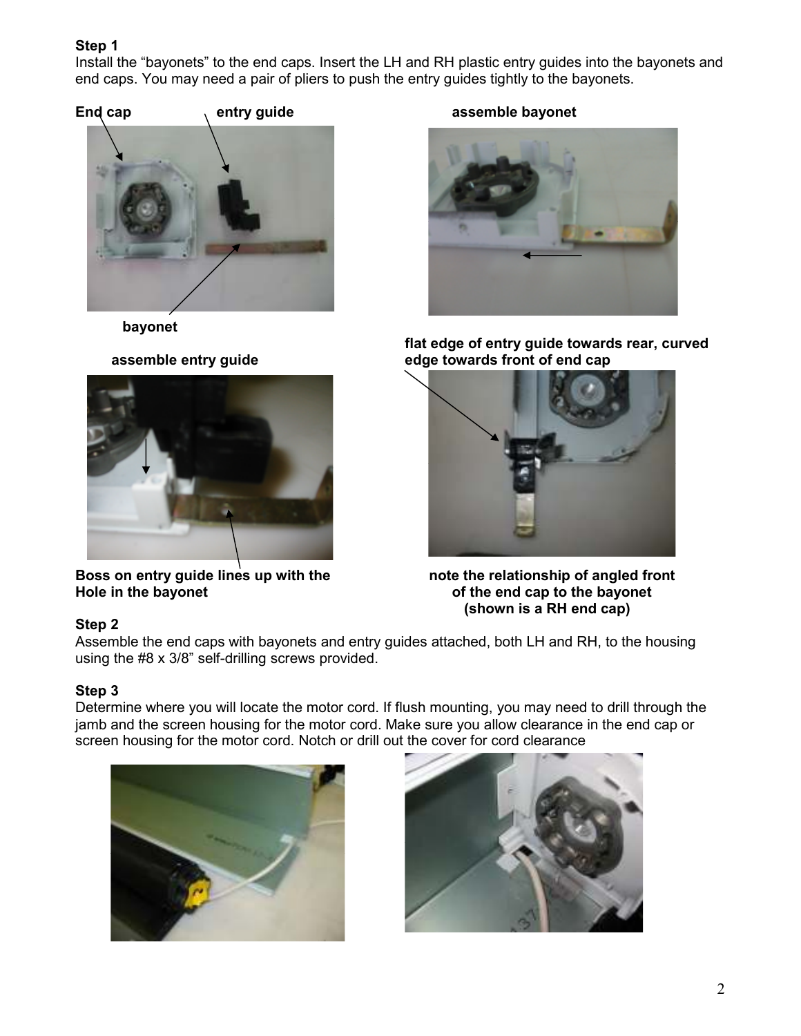**Step 1**
Install the "bayonets" to the end caps. Insert the LH and RH plastic entry guides into the bayonets and end caps. You may need a pair of pliers to push the entry guides tightly to the bayonets.

**End cap** **entry guide** **assemble bayonet**

**bayonet**

**assemble entry guide**

**flat edge of entry guide towards rear, curved edge towards front of end cap**

**Boss on entry guide lines up with the Hole in the bayonet**

**note the relationship of angled front of the end cap to the bayonet (shown is a RH end cap)**

**Step 2**
Assemble the end caps with bayonets and entry guides attached, both LH and RH, to the housing using the #8 x 3/8" self-drilling screws provided.

**Step 3**
Determine where you will locate the motor cord. If flush mounting, you may need to drill through the jamb and the screen housing for the motor cord. Make sure you allow clearance in the end cap or screen housing for the motor cord. Notch or drill out the cover for cord clearance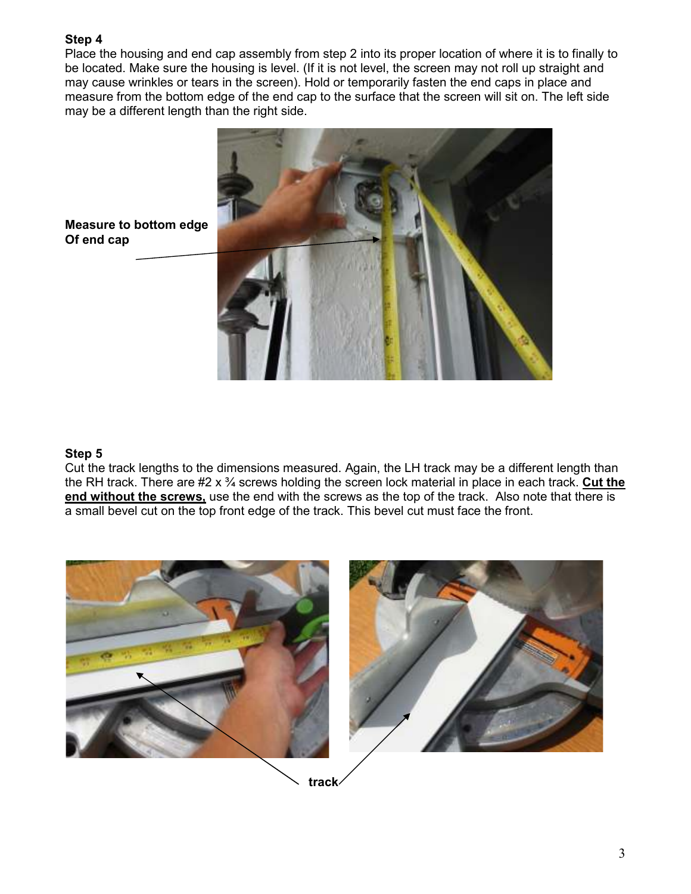**Step 4**

Place the housing and end cap assembly from step 2 into its proper location of where it is to finally to be located. Make sure the housing is level. (If it is not level, the screen may not roll up straight and may cause wrinkles or tears in the screen). Hold or temporarily fasten the end caps in place and measure from the bottom edge of the end cap to the surface that the screen will sit on. The left side may be a different length than the right side.

**Measure to bottom edge Of end cap**

**Step 5**

Cut the track lengths to the dimensions measured. Again, the LH track may be a different length than the RH track. There are #2 x ¾ screws holding the screen lock material in place in each track. **Cut the end without the screws,** use the end with the screws as the top of the track. Also note that there is a small bevel cut on the top front edge of the track. This bevel cut must face the front.

**track**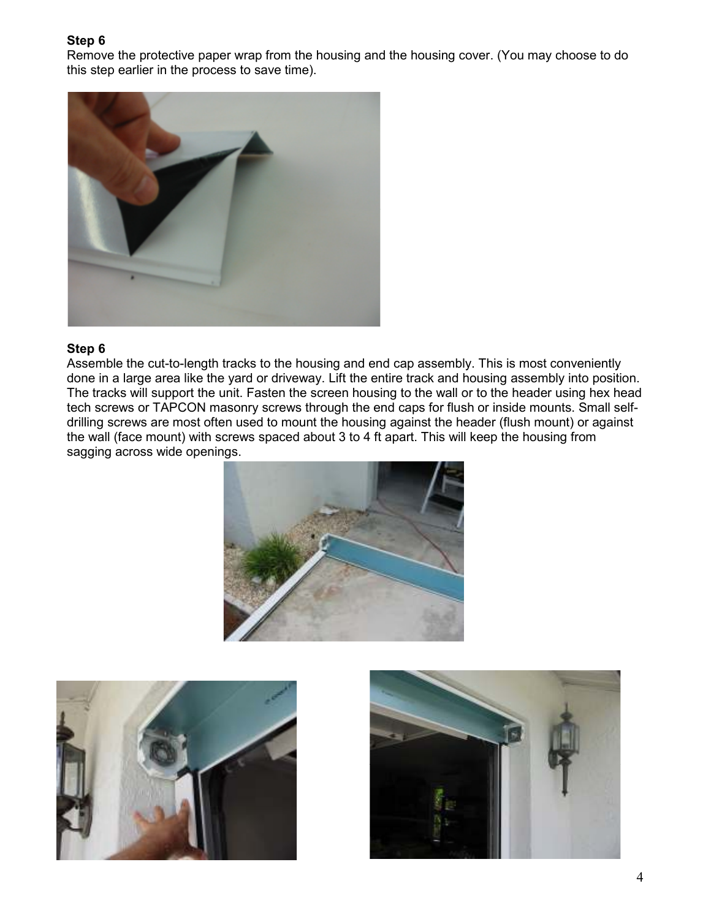**Step 6**

Remove the protective paper wrap from the housing and the housing cover. (You may choose to do this step earlier in the process to save time).

**Step 6**

Assemble the cut-to-length tracks to the housing and end cap assembly. This is most conveniently done in a large area like the yard or driveway. Lift the entire track and housing assembly into position. The tracks will support the unit. Fasten the screen housing to the wall or to the header using hex head tech screws or TAPCON masonry screws through the end caps for flush or inside mounts. Small self-drilling screws are most often used to mount the housing against the header (flush mount) or against the wall (face mount) with screws spaced about 3 to 4 ft apart. This will keep the housing from sagging across wide openings.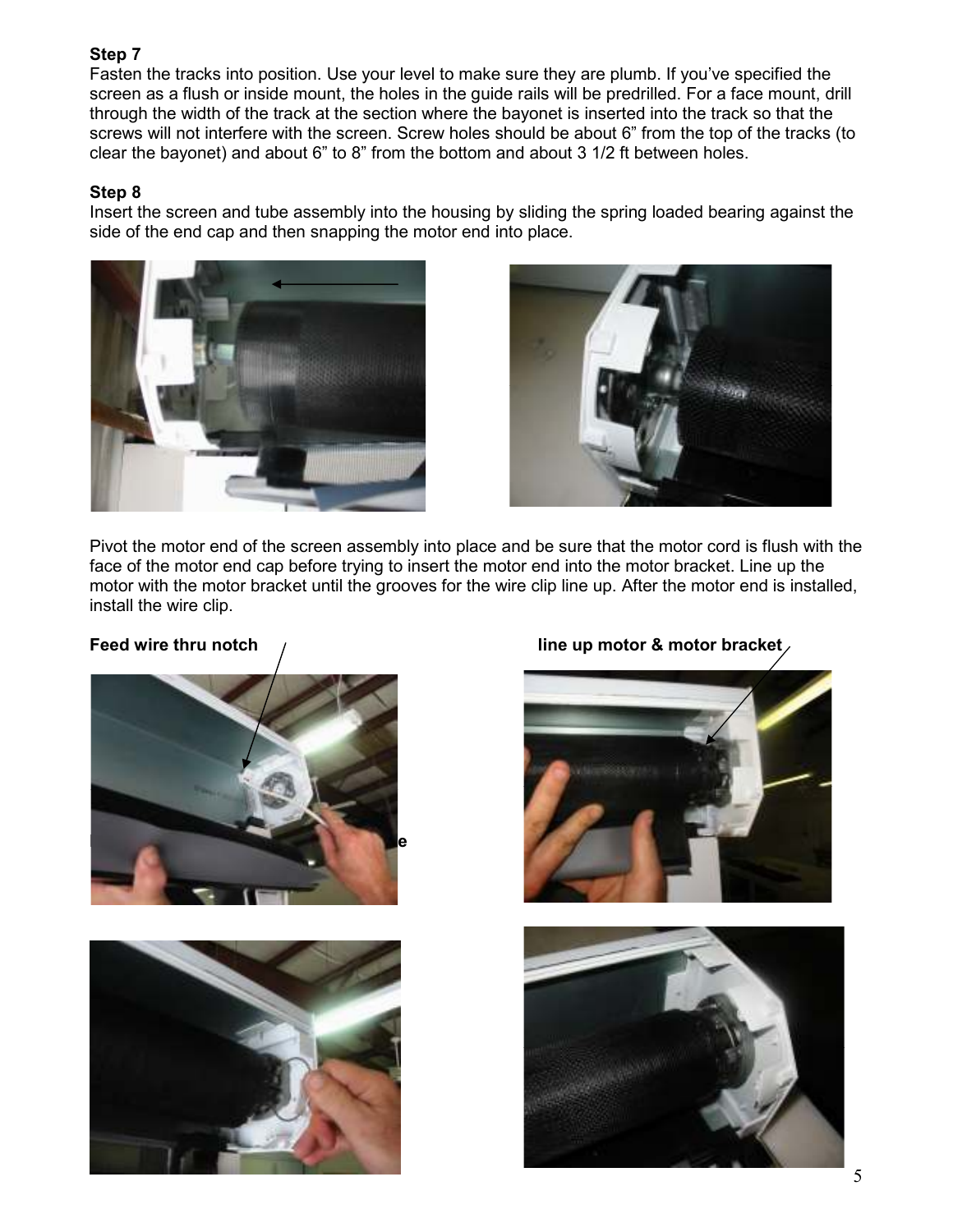**Step 7**

Fasten the tracks into position. Use your level to make sure they are plumb. If you've specified the screen as a flush or inside mount, the holes in the guide rails will be predrilled. For a face mount, drill through the width of the track at the section where the bayonet is inserted into the track so that the screws will not interfere with the screen. Screw holes should be about 6" from the top of the tracks (to clear the bayonet) and about 6" to 8" from the bottom and about 3 1/2 ft between holes.

**Step 8**

Insert the screen and tube assembly into the housing by sliding the spring loaded bearing against the side of the end cap and then snapping the motor end into place.

Pivot the motor end of the screen assembly into place and be sure that the motor cord is flush with the face of the motor end cap before trying to insert the motor end into the motor bracket. Line up the motor with the motor bracket until the grooves for the wire clip line up. After the motor end is installed, install the wire clip.

**Feed wire thru notch** **line up motor & motor bracket**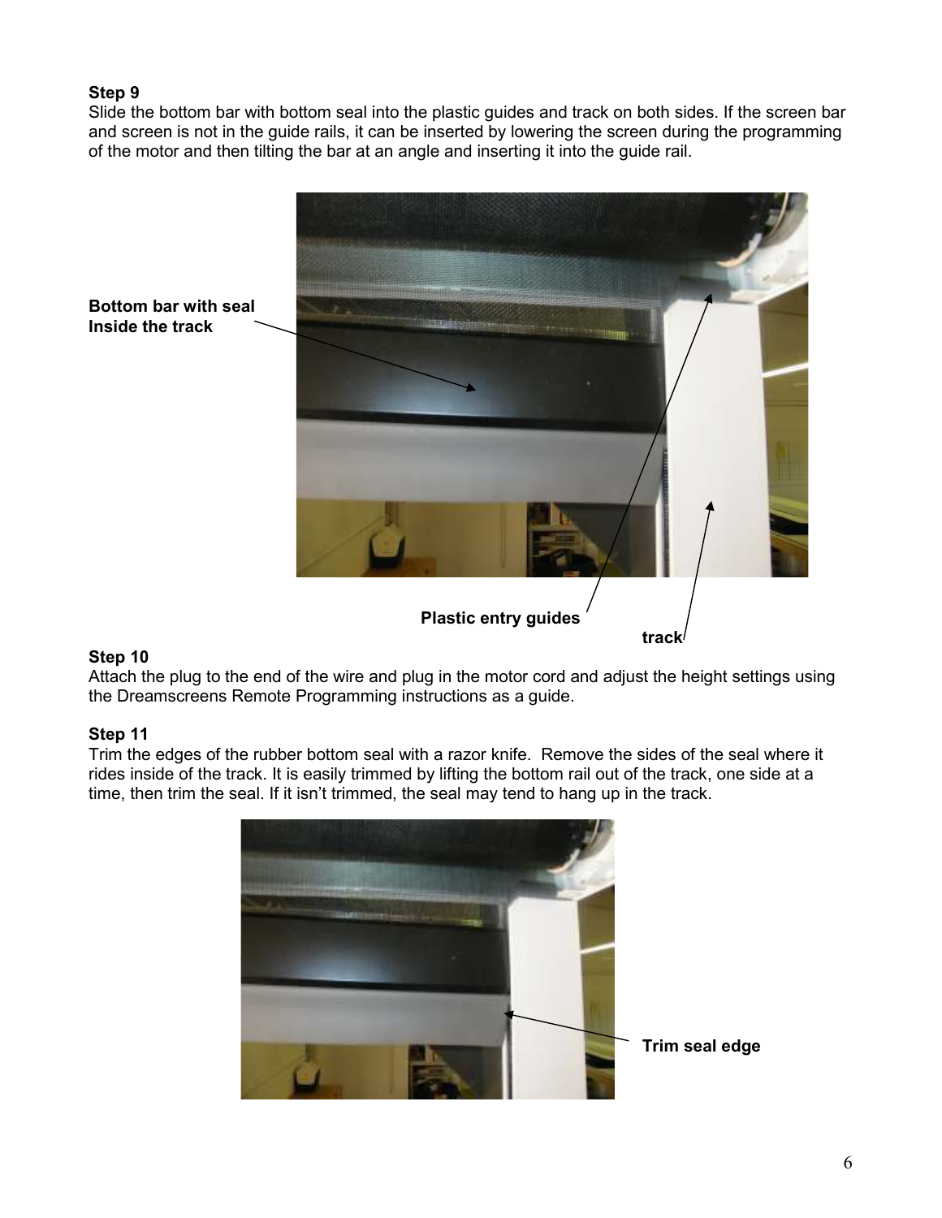**Step 9**
Slide the bottom bar with bottom seal into the plastic guides and track on both sides. If the screen bar and screen is not in the guide rails, it can be inserted by lowering the screen during the programming of the motor and then tilting the bar at an angle and inserting it into the guide rail.

**Bottom bar with seal Inside the track**

**Plastic entry guides**

**track**

**Step 10**
Attach the plug to the end of the wire and plug in the motor cord and adjust the height settings using the Dreamscreens Remote Programming instructions as a guide.

**Step 11**
Trim the edges of the rubber bottom seal with a razor knife. Remove the sides of the seal where it rides inside of the track. It is easily trimmed by lifting the bottom rail out of the track, one side at a time, then trim the seal. If it isn't trimmed, the seal may tend to hang up in the track.

**Trim seal edge**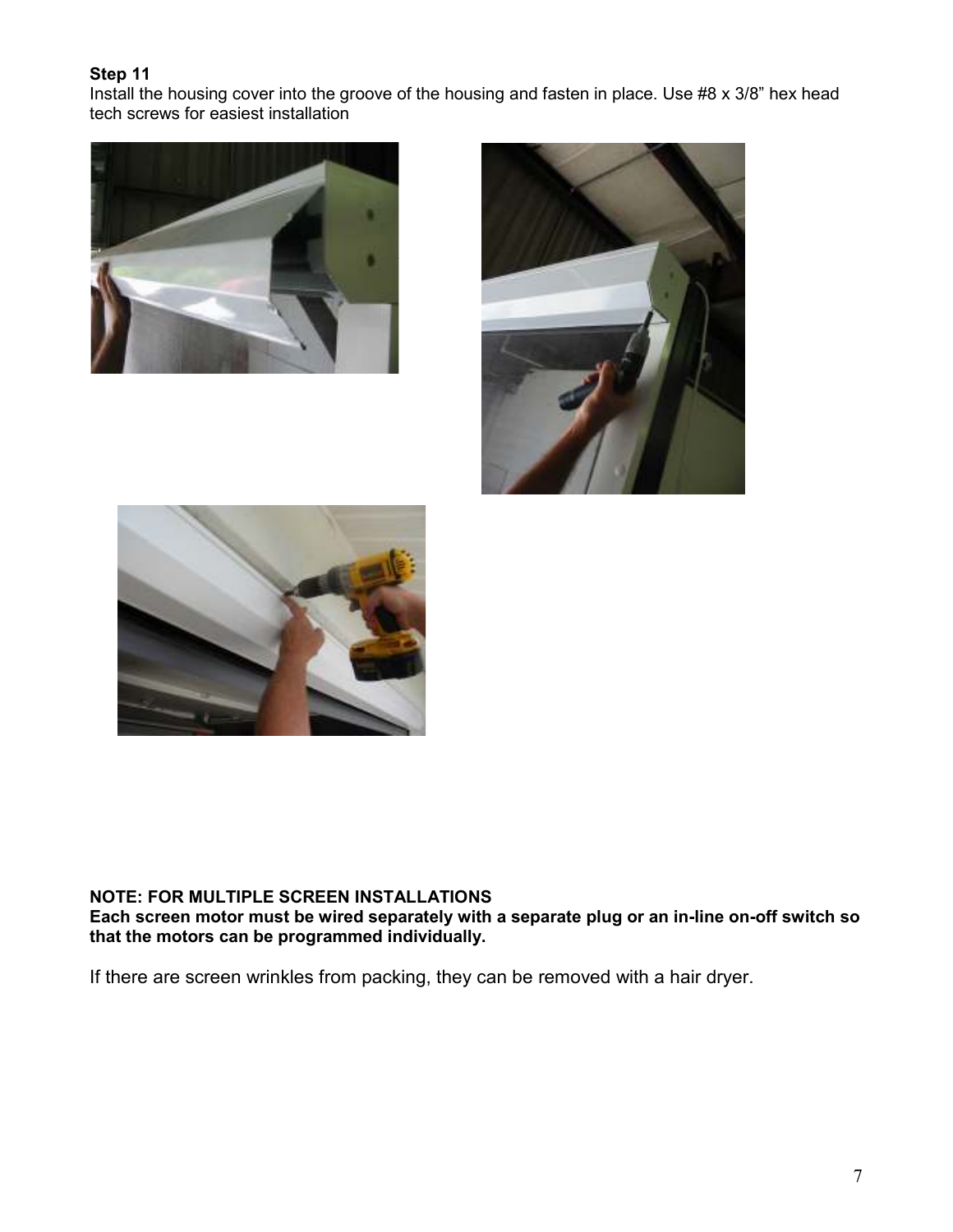**Step 11**

Install the housing cover into the groove of the housing and fasten in place. Use #8 x 3/8" hex head tech screws for easiest installation

**NOTE: FOR MULTIPLE SCREEN INSTALLATIONS**

**Each screen motor must be wired separately with a separate plug or an in-line on-off switch so that the motors can be programmed individually.**

If there are screen wrinkles from packing, they can be removed with a hair dryer.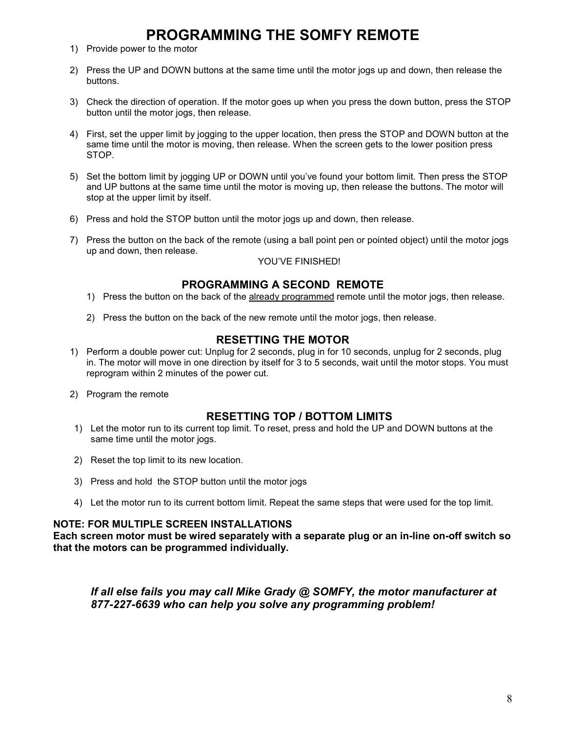# PROGRAMMING THE SOMFY REMOTE

1) Provide power to the motor

2) Press the UP and DOWN buttons at the same time until the motor jogs up and down, then release the buttons.

3) Check the direction of operation. If the motor goes up when you press the down button, press the STOP button until the motor jogs, then release.

4) First, set the upper limit by jogging to the upper location, then press the STOP and DOWN button at the same time until the motor is moving, then release. When the screen gets to the lower position press STOP.

5) Set the bottom limit by jogging UP or DOWN until you've found your bottom limit. Then press the STOP and UP buttons at the same time until the motor is moving up, then release the buttons. The motor will stop at the upper limit by itself.

6) Press and hold the STOP button until the motor jogs up and down, then release.

7) Press the button on the back of the remote (using a ball point pen or pointed object) until the motor jogs up and down, then release.

YOU'VE FINISHED!

## PROGRAMMING A SECOND REMOTE

1) Press the button on the back of the already programmed remote until the motor jogs, then release.

2) Press the button on the back of the new remote until the motor jogs, then release.

## RESETTING THE MOTOR

1) Perform a double power cut: Unplug for 2 seconds, plug in for 10 seconds, unplug for 2 seconds, plug in. The motor will move in one direction by itself for 3 to 5 seconds, wait until the motor stops. You must reprogram within 2 minutes of the power cut.

2) Program the remote

## RESETTING TOP / BOTTOM LIMITS

1) Let the motor run to its current top limit. To reset, press and hold the UP and DOWN buttons at the same time until the motor jogs.

2) Reset the top limit to its new location.

3) Press and hold the STOP button until the motor jogs

4) Let the motor run to its current bottom limit. Repeat the same steps that were used for the top limit.

**NOTE: FOR MULTIPLE SCREEN INSTALLATIONS**
**Each screen motor must be wired separately with a separate plug or an in-line on-off switch so that the motors can be programmed individually.**

***If all else fails you may call Mike Grady @ SOMFY, the motor manufacturer at 877-227-6639 who can help you solve any programming problem!***